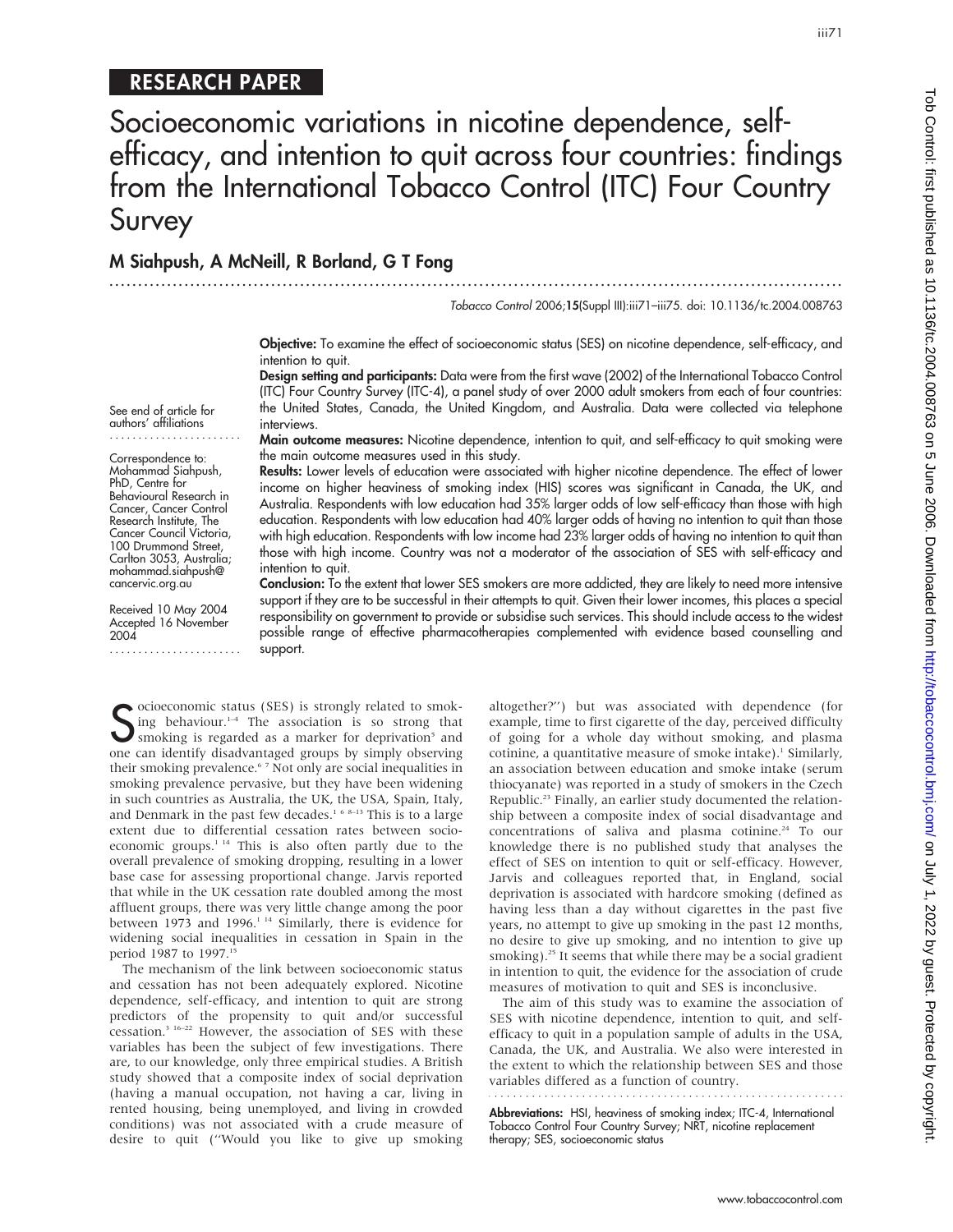## RESEARCH PAPER

# Socioeconomic variations in nicotine dependence, self-efficacy, and intention to quit across four countries: findings from the International Tobacco Control (ITC) Four Country Survey

**M Siahpush, A McNeill, R Borland, G T Fong**

*Tobacco Control* 2006;**15**(Suppl III):iii71–iii75. doi: 10.1136/tc.2004.008763

See end of article for authors' affiliations

Correspondence to: Mohammad Siahpush, PhD, Centre for Behavioural Research in Cancer, Cancer Control Research Institute, The Cancer Council Victoria, 100 Drummond Street, Carlton 3053, Australia; mohammad.siahpush@cancervic.org.au

Received 10 May 2004
Accepted 16 November 2004

**Objective:** To examine the effect of socioeconomic status (SES) on nicotine dependence, self-efficacy, and intention to quit.

**Design setting and participants:** Data were from the first wave (2002) of the International Tobacco Control (ITC) Four Country Survey (ITC-4), a panel study of over 2000 adult smokers from each of four countries: the United States, Canada, the United Kingdom, and Australia. Data were collected via telephone interviews.

**Main outcome measures:** Nicotine dependence, intention to quit, and self-efficacy to quit smoking were the main outcome measures used in this study.

**Results:** Lower levels of education were associated with higher nicotine dependence. The effect of lower income on higher heaviness of smoking index (HIS) scores was significant in Canada, the UK, and Australia. Respondents with low education had 35% larger odds of low self-efficacy than those with high education. Respondents with low education had 40% larger odds of having no intention to quit than those with high education. Respondents with low income had 23% larger odds of having no intention to quit than those with high income. Country was not a moderator of the association of SES with self-efficacy and intention to quit.

**Conclusion:** To the extent that lower SES smokers are more addicted, they are likely to need more intensive support if they are to be successful in their attempts to quit. Given their lower incomes, this places a special responsibility on government to provide or subsidise such services. This should include access to the widest possible range of effective pharmacotherapies complemented with evidence based counselling and support.

Socioeconomic status (SES) is strongly related to smoking behaviour.[1–4] The association is so strong that smoking is regarded as a marker for deprivation[5] and one can identify disadvantaged groups by simply observing their smoking prevalence.[6 7] Not only are social inequalities in smoking prevalence pervasive, but they have been widening in such countries as Australia, the UK, the USA, Spain, Italy, and Denmark in the past few decades.[1 6 8–13] This is to a large extent due to differential cessation rates between socioeconomic groups.[1 14] This is also often partly due to the overall prevalence of smoking dropping, resulting in a lower base case for assessing proportional change. Jarvis reported that while in the UK cessation rate doubled among the most affluent groups, there was very little change among the poor between 1973 and 1996.[1 14] Similarly, there is evidence for widening social inequalities in cessation in Spain in the period 1987 to 1997.[15]

The mechanism of the link between socioeconomic status and cessation has not been adequately explored. Nicotine dependence, self-efficacy, and intention to quit are strong predictors of the propensity to quit and/or successful cessation.[3 16–22] However, the association of SES with these variables has been the subject of few investigations. There are, to our knowledge, only three empirical studies. A British study showed that a composite index of social deprivation (having a manual occupation, not having a car, living in rented housing, being unemployed, and living in crowded conditions) was not associated with a crude measure of desire to quit ("Would you like to give up smoking altogether?") but was associated with dependence (for example, time to first cigarette of the day, perceived difficulty of going for a whole day without smoking, and plasma cotinine, a quantitative measure of smoke intake).[1] Similarly, an association between education and smoke intake (serum thiocyanate) was reported in a study of smokers in the Czech Republic.[23] Finally, an earlier study documented the relationship between a composite index of social disadvantage and concentrations of saliva and plasma cotinine.[24] To our knowledge there is no published study that analyses the effect of SES on intention to quit or self-efficacy. However, Jarvis and colleagues reported that, in England, social deprivation is associated with hardcore smoking (defined as having less than a day without cigarettes in the past five years, no attempt to give up smoking in the past 12 months, no desire to give up smoking, and no intention to give up smoking).[25] It seems that while there may be a social gradient in intention to quit, the evidence for the association of crude measures of motivation to quit and SES is inconclusive.

The aim of this study was to examine the association of SES with nicotine dependence, intention to quit, and self-efficacy to quit in a population sample of adults in the USA, Canada, the UK, and Australia. We also were interested in the extent to which the relationship between SES and those variables differed as a function of country.

**Abbreviations:** HSI, heaviness of smoking index; ITC-4, International Tobacco Control Four Country Survey; NRT, nicotine replacement therapy; SES, socioeconomic status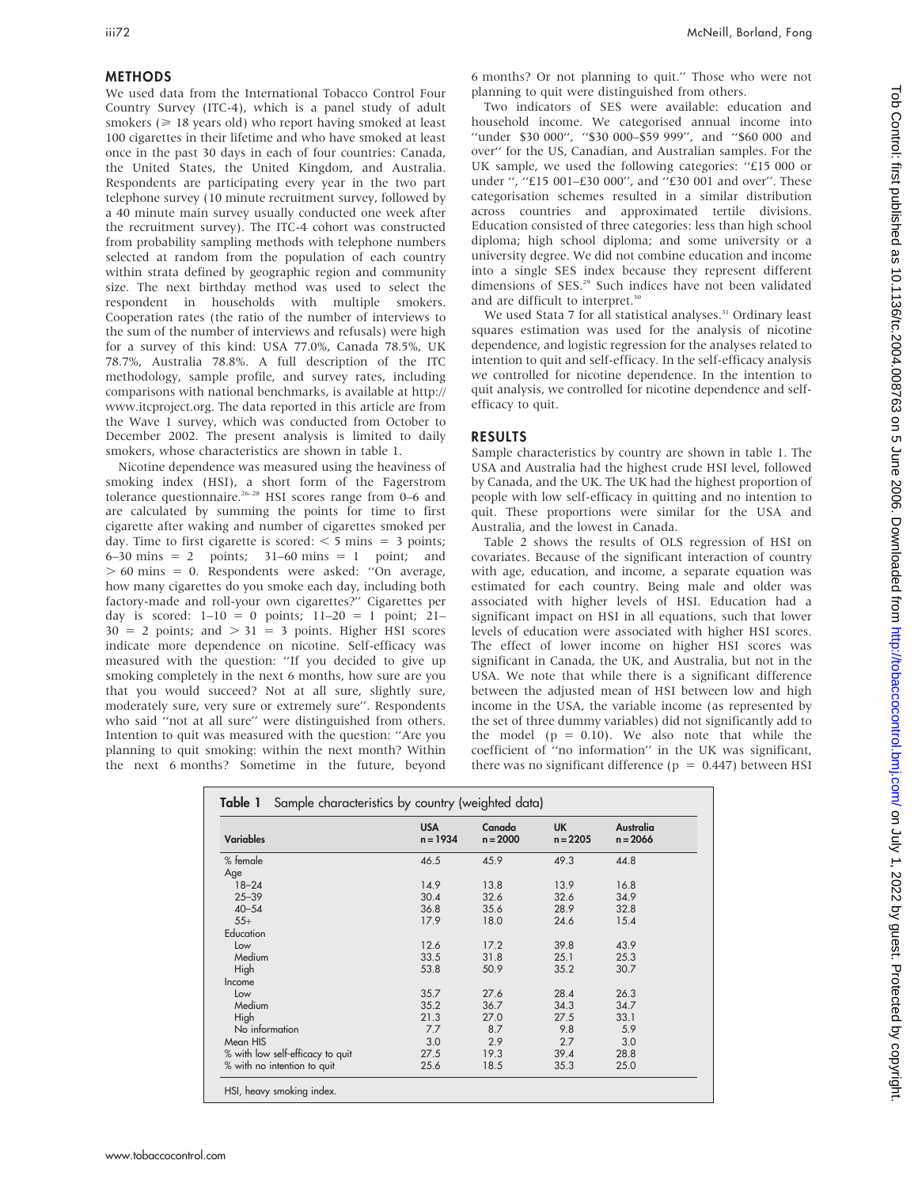## METHODS

We used data from the International Tobacco Control Four Country Survey (ITC-4), which is a panel study of adult smokers (⩾ 18 years old) who report having smoked at least 100 cigarettes in their lifetime and who have smoked at least once in the past 30 days in each of four countries: Canada, the United States, the United Kingdom, and Australia. Respondents are participating every year in the two part telephone survey (10 minute recruitment survey, followed by a 40 minute main survey usually conducted one week after the recruitment survey). The ITC-4 cohort was constructed from probability sampling methods with telephone numbers selected at random from the population of each country within strata defined by geographic region and community size. The next birthday method was used to select the respondent in households with multiple smokers. Cooperation rates (the ratio of the number of interviews to the sum of the number of interviews and refusals) were high for a survey of this kind: USA 77.0%, Canada 78.5%, UK 78.7%, Australia 78.8%. A full description of the ITC methodology, sample profile, and survey rates, including comparisons with national benchmarks, is available at http://www.itcproject.org. The data reported in this article are from the Wave 1 survey, which was conducted from October to December 2002. The present analysis is limited to daily smokers, whose characteristics are shown in table 1.

Nicotine dependence was measured using the heaviness of smoking index (HSI), a short form of the Fagerstrom tolerance questionnaire.[26–28] HSI scores range from 0–6 and are calculated by summing the points for time to first cigarette after waking and number of cigarettes smoked per day. Time to first cigarette is scored: < 5 mins = 3 points; 6–30 mins = 2 points; 31–60 mins = 1 point; and > 60 mins = 0. Respondents were asked: "On average, how many cigarettes do you smoke each day, including both factory-made and roll-your own cigarettes?" Cigarettes per day is scored: 1–10 = 0 points; 11–20 = 1 point; 21–30 = 2 points; and > 31 = 3 points. Higher HSI scores indicate more dependence on nicotine. Self-efficacy was measured with the question: "If you decided to give up smoking completely in the next 6 months, how sure are you that you would succeed? Not at all sure, slightly sure, moderately sure, very sure or extremely sure". Respondents who said "not at all sure" were distinguished from others. Intention to quit was measured with the question: "Are you planning to quit smoking: within the next month? Within the next 6 months? Sometime in the future, beyond 6 months? Or not planning to quit." Those who were not planning to quit were distinguished from others.

Two indicators of SES were available: education and household income. We categorised annual income into "under $30 000", "$30 000–$59 999", and "$60 000 and over" for the US, Canadian, and Australian samples. For the UK sample, we used the following categories: "£15 000 or under ", "£15 001–£30 000", and "£30 001 and over". These categorisation schemes resulted in a similar distribution across countries and approximated tertile divisions. Education consisted of three categories: less than high school diploma; high school diploma; and some university or a university degree. We did not combine education and income into a single SES index because they represent different dimensions of SES.[29] Such indices have not been validated and are difficult to interpret.[30]

We used Stata 7 for all statistical analyses.[31] Ordinary least squares estimation was used for the analysis of nicotine dependence, and logistic regression for the analyses related to intention to quit and self-efficacy. In the self-efficacy analysis we controlled for nicotine dependence. In the intention to quit analysis, we controlled for nicotine dependence and self-efficacy to quit.

## RESULTS

Sample characteristics by country are shown in table 1. The USA and Australia had the highest crude HSI level, followed by Canada, and the UK. The UK had the highest proportion of people with low self-efficacy in quitting and no intention to quit. These proportions were similar for the USA and Australia, and the lowest in Canada.

Table 2 shows the results of OLS regression of HSI on covariates. Because of the significant interaction of country with age, education, and income, a separate equation was estimated for each country. Being male and older was associated with higher levels of HSI. Education had a significant impact on HSI in all equations, such that lower levels of education were associated with higher HSI scores. The effect of lower income on higher HSI scores was significant in Canada, the UK, and Australia, but not in the USA. We note that while there is a significant difference between the adjusted mean of HSI between low and high income in the USA, the variable income (as represented by the set of three dummy variables) did not significantly add to the model (p = 0.10). We also note that while the coefficient of "no information" in the UK was significant, there was no significant difference (p = 0.447) between HSI

**Table 1** Sample characteristics by country (weighted data)

| Variables | USA n = 1934 | Canada n = 2000 | UK n = 2205 | Australia n = 2066 |
|---|---|---|---|---|
| % female | 46.5 | 45.9 | 49.3 | 44.8 |
| Age | | | | |
| 18–24 | 14.9 | 13.8 | 13.9 | 16.8 |
| 25–39 | 30.4 | 32.6 | 32.6 | 34.9 |
| 40–54 | 36.8 | 35.6 | 28.9 | 32.8 |
| 55+ | 17.9 | 18.0 | 24.6 | 15.4 |
| Education | | | | |
| Low | 12.6 | 17.2 | 39.8 | 43.9 |
| Medium | 33.5 | 31.8 | 25.1 | 25.3 |
| High | 53.8 | 50.9 | 35.2 | 30.7 |
| Income | | | | |
| Low | 35.7 | 27.6 | 28.4 | 26.3 |
| Medium | 35.2 | 36.7 | 34.3 | 34.7 |
| High | 21.3 | 27.0 | 27.5 | 33.1 |
| No information | 7.7 | 8.7 | 9.8 | 5.9 |
| Mean HIS | 3.0 | 2.9 | 2.7 | 3.0 |
| % with low self-efficacy to quit | 27.5 | 19.3 | 39.4 | 28.8 |
| % with no intention to quit | 25.6 | 18.5 | 35.3 | 25.0 |

HSI, heavy smoking index.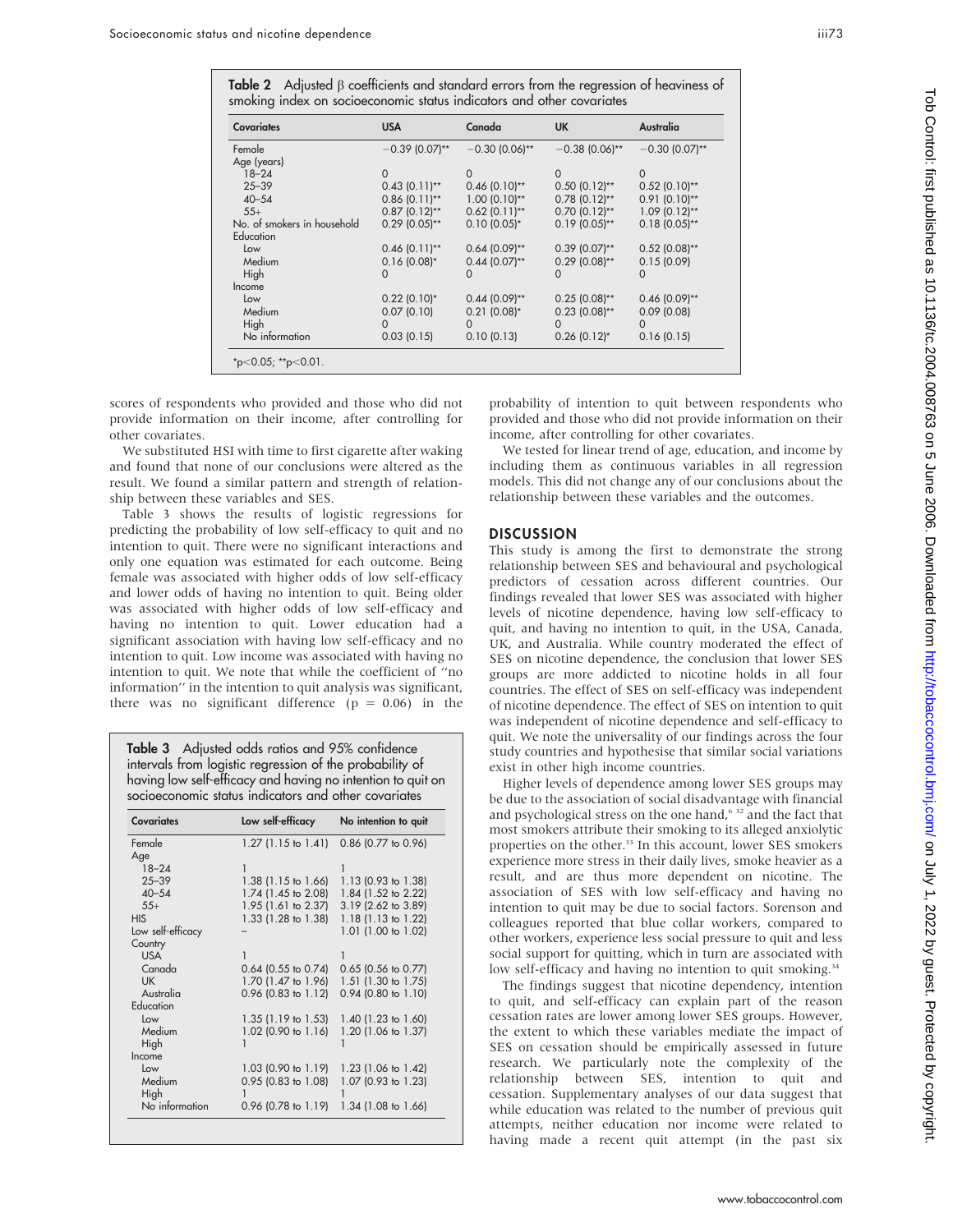**Table 2** Adjusted β coefficients and standard errors from the regression of heaviness of smoking index on socioeconomic status indicators and other covariates

| Covariates | USA | Canada | UK | Australia |
|---|---|---|---|---|
| Female | −0.39 (0.07)** | −0.30 (0.06)** | −0.38 (0.06)** | −0.30 (0.07)** |
| Age (years) | | | | |
| 18–24 | 0 | 0 | 0 | 0 |
| 25–39 | 0.43 (0.11)** | 0.46 (0.10)** | 0.50 (0.12)** | 0.52 (0.10)** |
| 40–54 | 0.86 (0.11)** | 1.00 (0.10)** | 0.78 (0.12)** | 0.91 (0.10)** |
| 55+ | 0.87 (0.12)** | 0.62 (0.11)** | 0.70 (0.12)** | 1.09 (0.12)** |
| No. of smokers in household | 0.29 (0.05)** | 0.10 (0.05)* | 0.19 (0.05)** | 0.18 (0.05)** |
| Education | | | | |
| Low | 0.46 (0.11)** | 0.64 (0.09)** | 0.39 (0.07)** | 0.52 (0.08)** |
| Medium | 0.16 (0.08)* | 0.44 (0.07)** | 0.29 (0.08)** | 0.15 (0.09) |
| High | 0 | 0 | 0 | 0 |
| Income | | | | |
| Low | 0.22 (0.10)* | 0.44 (0.09)** | 0.25 (0.08)** | 0.46 (0.09)** |
| Medium | 0.07 (0.10) | 0.21 (0.08)* | 0.23 (0.08)** | 0.09 (0.08) |
| High | 0 | 0 | 0 | 0 |
| No information | 0.03 (0.15) | 0.10 (0.13) | 0.26 (0.12)* | 0.16 (0.15) |

*p<0.05; **p<0.01.

scores of respondents who provided and those who did not provide information on their income, after controlling for other covariates.

We substituted HSI with time to first cigarette after waking and found that none of our conclusions were altered as the result. We found a similar pattern and strength of relationship between these variables and SES.

Table 3 shows the results of logistic regressions for predicting the probability of low self-efficacy to quit and no intention to quit. There were no significant interactions and only one equation was estimated for each outcome. Being female was associated with higher odds of low self-efficacy and lower odds of having no intention to quit. Being older was associated with higher odds of low self-efficacy and having no intention to quit. Lower education had a significant association with having low self-efficacy and no intention to quit. Low income was associated with having no intention to quit. We note that while the coefficient of "no information" in the intention to quit analysis was significant, there was no significant difference (p = 0.06) in the

**Table 3** Adjusted odds ratios and 95% confidence intervals from logistic regression of the probability of having low self-efficacy and having no intention to quit on socioeconomic status indicators and other covariates

| Covariates | Low self-efficacy | No intention to quit |
|---|---|---|
| Female | 1.27 (1.15 to 1.41) | 0.86 (0.77 to 0.96) |
| Age | | |
| 18–24 | 1 | 1 |
| 25–39 | 1.38 (1.15 to 1.66) | 1.13 (0.93 to 1.38) |
| 40–54 | 1.74 (1.45 to 2.08) | 1.84 (1.52 to 2.22) |
| 55+ | 1.95 (1.61 to 2.37) | 3.19 (2.62 to 3.89) |
| HIS | 1.33 (1.28 to 1.38) | 1.18 (1.13 to 1.22) |
| Low self-efficacy | – | 1.01 (1.00 to 1.02) |
| Country | | |
| USA | 1 | 1 |
| Canada | 0.64 (0.55 to 0.74) | 0.65 (0.56 to 0.77) |
| UK | 1.70 (1.47 to 1.96) | 1.51 (1.30 to 1.75) |
| Australia | 0.96 (0.83 to 1.12) | 0.94 (0.80 to 1.10) |
| Education | | |
| Low | 1.35 (1.19 to 1.53) | 1.40 (1.23 to 1.60) |
| Medium | 1.02 (0.90 to 1.16) | 1.20 (1.06 to 1.37) |
| High | 1 | 1 |
| Income | | |
| Low | 1.03 (0.90 to 1.19) | 1.23 (1.06 to 1.42) |
| Medium | 0.95 (0.83 to 1.08) | 1.07 (0.93 to 1.23) |
| High | 1 | 1 |
| No information | 0.96 (0.78 to 1.19) | 1.34 (1.08 to 1.66) |

probability of intention to quit between respondents who provided and those who did not provide information on their income, after controlling for other covariates.

We tested for linear trend of age, education, and income by including them as continuous variables in all regression models. This did not change any of our conclusions about the relationship between these variables and the outcomes.

## DISCUSSION

This study is among the first to demonstrate the strong relationship between SES and behavioural and psychological predictors of cessation across different countries. Our findings revealed that lower SES was associated with higher levels of nicotine dependence, having low self-efficacy to quit, and having no intention to quit, in the USA, Canada, UK, and Australia. While country moderated the effect of SES on nicotine dependence, the conclusion that lower SES groups are more addicted to nicotine holds in all four countries. The effect of SES on self-efficacy was independent of nicotine dependence. The effect of SES on intention to quit was independent of nicotine dependence and self-efficacy to quit. We note the universality of our findings across the four study countries and hypothesise that similar social variations exist in other high income countries.

Higher levels of dependence among lower SES groups may be due to the association of social disadvantage with financial and psychological stress on the one hand,[6 32] and the fact that most smokers attribute their smoking to its alleged anxiolytic properties on the other.[33] In this account, lower SES smokers experience more stress in their daily lives, smoke heavier as a result, and are thus more dependent on nicotine. The association of SES with low self-efficacy and having no intention to quit may be due to social factors. Sorenson and colleagues reported that blue collar workers, compared to other workers, experience less social pressure to quit and less social support for quitting, which in turn are associated with low self-efficacy and having no intention to quit smoking.[34]

The findings suggest that nicotine dependency, intention to quit, and self-efficacy can explain part of the reason cessation rates are lower among lower SES groups. However, the extent to which these variables mediate the impact of SES on cessation should be empirically assessed in future research. We particularly note the complexity of the relationship between SES, intention to quit and cessation. Supplementary analyses of our data suggest that while education was related to the number of previous quit attempts, neither education nor income were related to having made a recent quit attempt (in the past six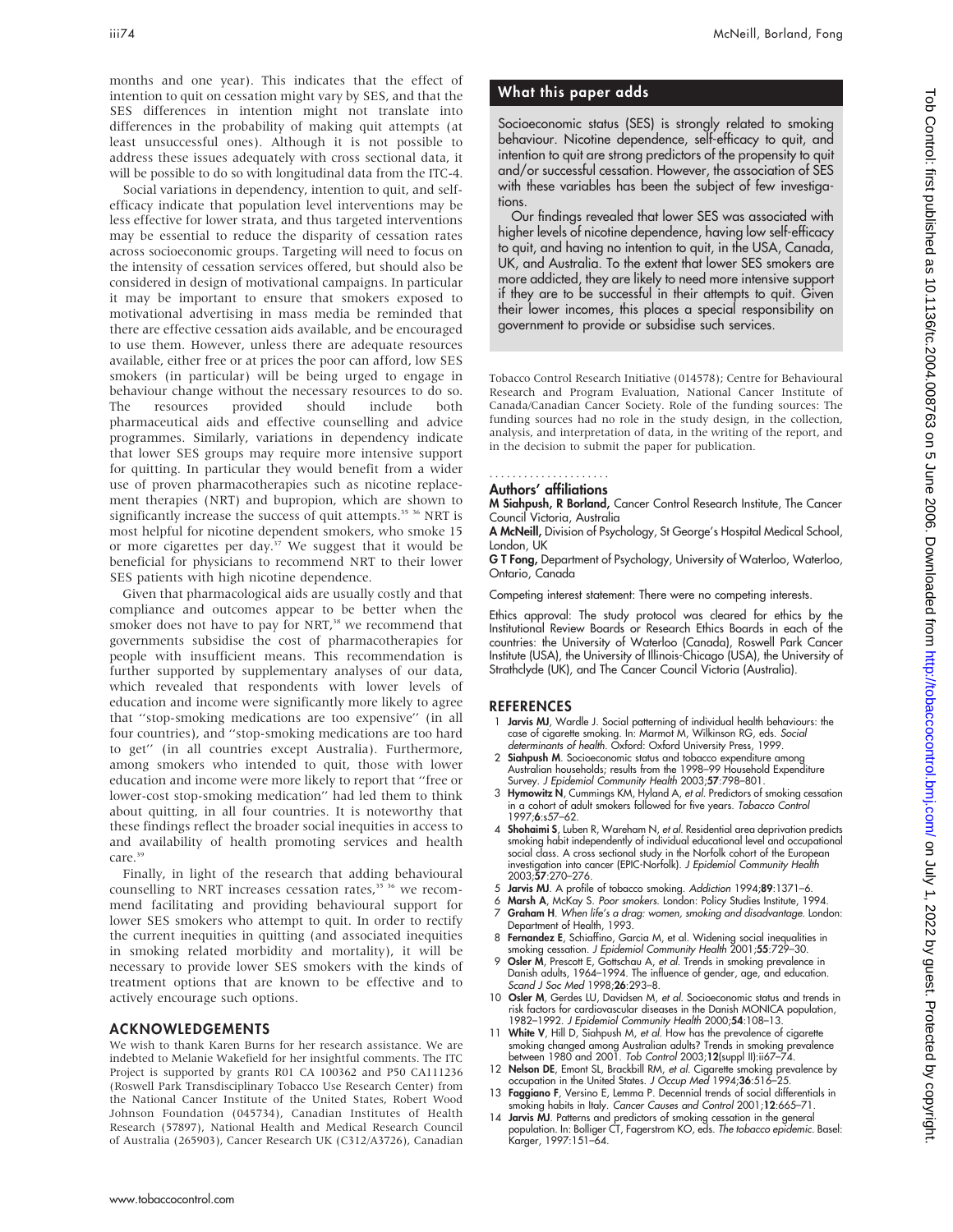months and one year). This indicates that the effect of intention to quit on cessation might vary by SES, and that the SES differences in intention might not translate into differences in the probability of making quit attempts (at least unsuccessful ones). Although it is not possible to address these issues adequately with cross sectional data, it will be possible to do so with longitudinal data from the ITC-4.

Social variations in dependency, intention to quit, and self-efficacy indicate that population level interventions may be less effective for lower strata, and thus targeted interventions may be essential to reduce the disparity of cessation rates across socioeconomic groups. Targeting will need to focus on the intensity of cessation services offered, but should also be considered in design of motivational campaigns. In particular it may be important to ensure that smokers exposed to motivational advertising in mass media be reminded that there are effective cessation aids available, and be encouraged to use them. However, unless there are adequate resources available, either free or at prices the poor can afford, low SES smokers (in particular) will be being urged to engage in behaviour change without the necessary resources to do so. The resources provided should include both pharmaceutical aids and effective counselling and advice programmes. Similarly, variations in dependency indicate that lower SES groups may require more intensive support for quitting. In particular they would benefit from a wider use of proven pharmacotherapies such as nicotine replacement therapies (NRT) and bupropion, which are shown to significantly increase the success of quit attempts.[35 36] NRT is most helpful for nicotine dependent smokers, who smoke 15 or more cigarettes per day.[37] We suggest that it would be beneficial for physicians to recommend NRT to their lower SES patients with high nicotine dependence.

Given that pharmacological aids are usually costly and that compliance and outcomes appear to be better when the smoker does not have to pay for NRT,[38] we recommend that governments subsidise the cost of pharmacotherapies for people with insufficient means. This recommendation is further supported by supplementary analyses of our data, which revealed that respondents with lower levels of education and income were significantly more likely to agree that "stop-smoking medications are too expensive" (in all four countries), and "stop-smoking medications are too hard to get" (in all countries except Australia). Furthermore, among smokers who intended to quit, those with lower education and income were more likely to report that "free or lower-cost stop-smoking medication" had led them to think about quitting, in all four countries. It is noteworthy that these findings reflect the broader social inequities in access to and availability of health promoting services and health care.[39]

Finally, in light of the research that adding behavioural counselling to NRT increases cessation rates,[35 36] we recommend facilitating and providing behavioural support for lower SES smokers who attempt to quit. In order to rectify the current inequities in quitting (and associated inequities in smoking related morbidity and mortality), it will be necessary to provide lower SES smokers with the kinds of treatment options that are known to be effective and to actively encourage such options.

## ACKNOWLEDGEMENTS

We wish to thank Karen Burns for her research assistance. We are indebted to Melanie Wakefield for her insightful comments. The ITC Project is supported by grants R01 CA 100362 and P50 CA111236 (Roswell Park Transdisciplinary Tobacco Use Research Center) from the National Cancer Institute of the United States, Robert Wood Johnson Foundation (045734), Canadian Institutes of Health Research (57897), National Health and Medical Research Council of Australia (265903), Cancer Research UK (C312/A3726), Canadian Tobacco Control Research Initiative (014578); Centre for Behavioural Research and Program Evaluation, National Cancer Institute of Canada/Canadian Cancer Society. Role of the funding sources: The funding sources had no role in the study design, in the collection, analysis, and interpretation of data, in the writing of the report, and in the decision to submit the paper for publication.

## What this paper adds

Socioeconomic status (SES) is strongly related to smoking behaviour. Nicotine dependence, self-efficacy to quit, and intention to quit are strong predictors of the propensity to quit and/or successful cessation. However, the association of SES with these variables has been the subject of few investigations.

Our findings revealed that lower SES was associated with higher levels of nicotine dependence, having low self-efficacy to quit, and having no intention to quit, in the USA, Canada, UK, and Australia. To the extent that lower SES smokers are more addicted, they are likely to need more intensive support if they are to be successful in their attempts to quit. Given their lower incomes, this places a special responsibility on government to provide or subsidise such services.

### Authors' affiliations

**M Siahpush, R Borland,** Cancer Control Research Institute, The Cancer Council Victoria, Australia
**A McNeill,** Division of Psychology, St George's Hospital Medical School, London, UK
**G T Fong,** Department of Psychology, University of Waterloo, Waterloo, Ontario, Canada

Competing interest statement: There were no competing interests.

Ethics approval: The study protocol was cleared for ethics by the Institutional Review Boards or Research Ethics Boards in each of the countries: the University of Waterloo (Canada), Roswell Park Cancer Institute (USA), the University of Illinois-Chicago (USA), the University of Strathclyde (UK), and The Cancer Council Victoria (Australia).

## REFERENCES

1. **Jarvis MJ**, Wardle J. Social patterning of individual health behaviours: the case of cigarette smoking. In: Marmot M, Wilkinson RG, eds. *Social determinants of health*. Oxford: Oxford University Press, 1999.
2. **Siahpush M**. Socioeconomic status and tobacco expenditure among Australian households; results from the 1998–99 Household Expenditure Survey. *J Epidemiol Community Health* 2003;**57**:798–801.
3. **Hymowitz N**, Cummings KM, Hyland A, *et al*. Predictors of smoking cessation in a cohort of adult smokers followed for five years. *Tobacco Control* 1997;**6**:s57–62.
4. **Shohaimi S**, Luben R, Wareham N, *et al*. Residential area deprivation predicts smoking habit independently of individual educational level and occupational social class. A cross sectional study in the Norfolk cohort of the European investigation into cancer (EPIC-Norfolk). *J Epidemiol Community Health* 2003;**57**:270–276.
5. **Jarvis MJ**. A profile of tobacco smoking. *Addiction* 1994;**89**:1371–6.
6. **Marsh A**, McKay S. *Poor smokers*. London: Policy Studies Institute, 1994.
7. **Graham H**. *When life's a drag: women, smoking and disadvantage*. London: Department of Health, 1993.
8. **Fernandez E**, Schiaffino, Garcia M, et al. Widening social inequalities in smoking cessation. *J Epidemiol Community Health* 2001;**55**:729–30.
9. **Osler M**, Prescott E, Gottschau A, *et al*. Trends in smoking prevalence in Danish adults, 1964–1994. The influence of gender, age, and education. *Scand J Soc Med* 1998;**26**:293–8.
10. **Osler M**, Gerdes LU, Davidsen M, *et al*. Socioeconomic status and trends in risk factors for cardiovascular diseases in the Danish MONICA population, 1982–1992. *J Epidemiol Community Health* 2000;**54**:108–13.
11. **White V**, Hill D, Siahpush M, *et al*. How has the prevalence of cigarette smoking changed among Australian adults? Trends in smoking prevalence between 1980 and 2001. *Tob Control* 2003;**12**(suppl II):ii67–74.
12. **Nelson DE**, Emont SL, Brackbill RM, *et al*. Cigarette smoking prevalence by occupation in the United States. *J Occup Med* 1994;**36**:516–25.
13. **Faggiano F**, Versino E, Lemma P. Decennial trends of social differentials in smoking habits in Italy. *Cancer Causes and Control* 2001;**12**:665–71.
14. **Jarvis MJ**. Patterns and predictors of smoking cessation in the general population. In: Bolliger CT, Fagerstrom KO, eds. *The tobacco epidemic*. Basel: Karger, 1997:151–64.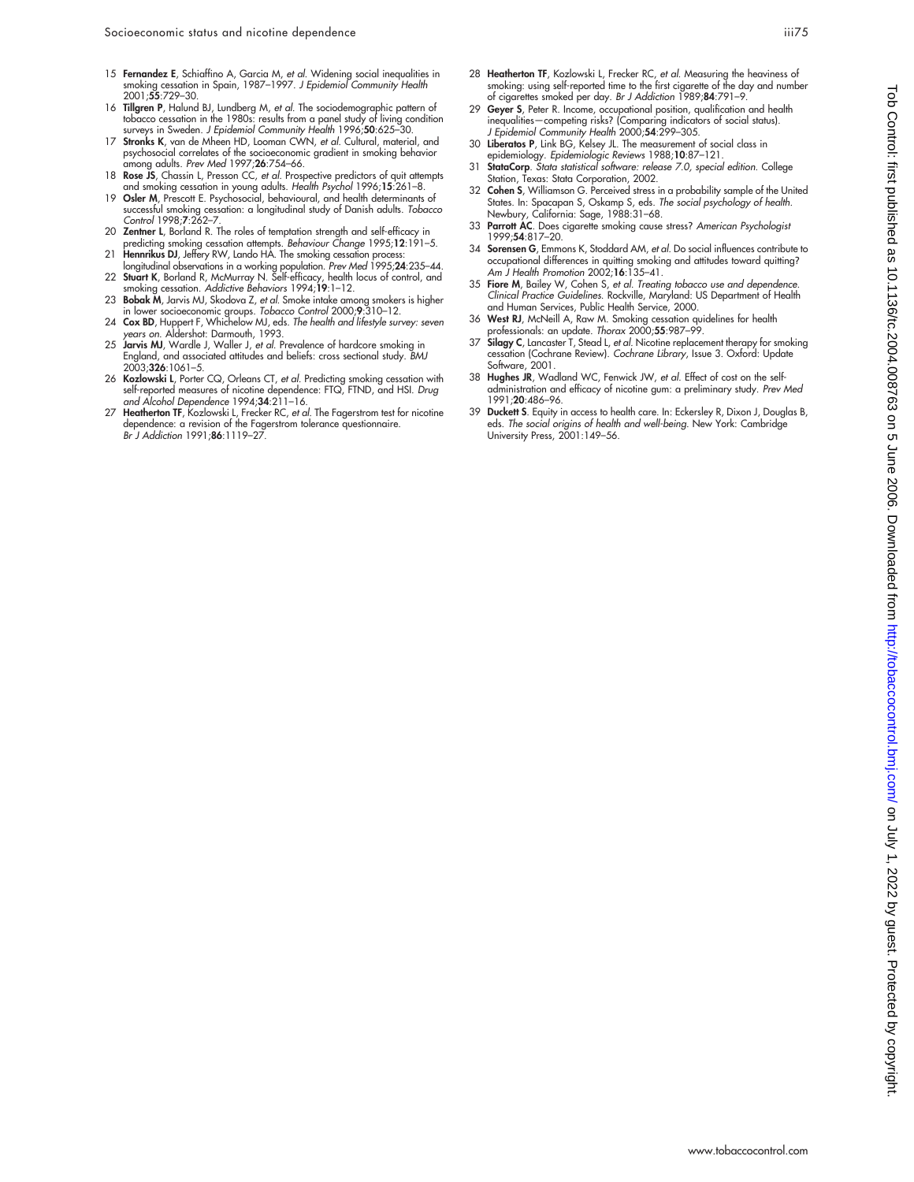15 **Fernandez E**, Schiaffino A, Garcia M, *et al*. Widening social inequalities in smoking cessation in Spain, 1987–1997. *J Epidemiol Community Health* 2001;**55**:729–30.

16 **Tillgren P**, Halund BJ, Lundberg M, *et al*. The sociodemographic pattern of tobacco cessation in the 1980s: results from a panel study of living condition surveys in Sweden. *J Epidemiol Community Health* 1996;**50**:625–30.

17 **Stronks K**, van de Mheen HD, Looman CWN, *et al*. Cultural, material, and psychosocial correlates of the socioeconomic gradient in smoking behavior among adults. *Prev Med* 1997;**26**:754–66.

18 **Rose JS**, Chassin L, Presson CC, *et al*. Prospective predictors of quit attempts and smoking cessation in young adults. *Health Psychol* 1996;**15**:261–8.

19 **Osler M**, Prescott E. Psychosocial, behavioural, and health determinants of successful smoking cessation: a longitudinal study of Danish adults. *Tobacco Control* 1998;**7**:262–7.

20 **Zentner L**, Borland R. The roles of temptation strength and self-efficacy in predicting smoking cessation attempts. *Behaviour Change* 1995;**12**:191–5.

21 **Hennrikus DJ**, Jeffery RW, Lando HA. The smoking cessation process: longitudinal observations in a working population. *Prev Med* 1995;**24**:235–44.

22 **Stuart K**, Borland R, McMurray N. Self-efficacy, health locus of control, and smoking cessation. *Addictive Behaviors* 1994;**19**:1–12.

23 **Bobak M**, Jarvis MJ, Skodova Z, *et al*. Smoke intake among smokers is higher in lower socioeconomic groups. *Tobacco Control* 2000;**9**:310–12.

24 **Cox BD**, Huppert F, Whichelow MJ, eds. *The health and lifestyle survey: seven years on.* Aldershot: Darmouth, 1993.

25 **Jarvis MJ**, Wardle J, Waller J, *et al*. Prevalence of hardcore smoking in England, and associated attitudes and beliefs: cross sectional study. *BMJ* 2003;**326**:1061–5.

26 **Kozlowski L**, Porter CQ, Orleans CT, *et al*. Predicting smoking cessation with self-reported measures of nicotine dependence: FTQ, FTND, and HSI. *Drug and Alcohol Dependence* 1994;**34**:211–16.

27 **Heatherton TF**, Kozlowski L, Frecker RC, *et al*. The Fagerstrom test for nicotine dependence: a revision of the Fagerstrom tolerance questionnaire. *Br J Addiction* 1991;**86**:1119–27.

28 **Heatherton TF**, Kozlowski L, Frecker RC, *et al*. Measuring the heaviness of smoking: using self-reported time to the first cigarette of the day and number of cigarettes smoked per day. *Br J Addiction* 1989;**84**:791–9.

29 **Geyer S**, Peter R. Income, occupational position, qualification and health inequalities—competing risks? (Comparing indicators of social status). *J Epidemiol Community Health* 2000;**54**:299–305.

30 **Liberatos P**, Link BG, Kelsey JL. The measurement of social class in epidemiology. *Epidemiologic Reviews* 1988;**10**:87–121.

31 **StataCorp**. *Stata statistical software: release 7.0, special edition.* College Station, Texas: Stata Corporation, 2002.

32 **Cohen S**, Williamson G. Perceived stress in a probability sample of the United States. In: Spacapan S, Oskamp S, eds. *The social psychology of health.* Newbury, California: Sage, 1988:31–68.

33 **Parrott AC**. Does cigarette smoking cause stress? *American Psychologist* 1999;**54**:817–20.

34 **Sorensen G**, Emmons K, Stoddard AM, *et al*. Do social influences contribute to occupational differences in quitting smoking and attitudes toward quitting? *Am J Health Promotion* 2002;**16**:135–41.

35 **Fiore M**, Bailey W, Cohen S, *et al*. *Treating tobacco use and dependence. Clinical Practice Guidelines.* Rockville, Maryland: US Department of Health and Human Services, Public Health Service, 2000.

36 **West RJ**, McNeill A, Raw M. Smoking cessation guidelines for health professionals: an update. *Thorax* 2000;**55**:987–99.

37 **Silagy C**, Lancaster T, Stead L, *et al*. Nicotine replacement therapy for smoking cessation (Cochrane Review). *Cochrane Library*, Issue 3. Oxford: Update Software, 2001.

38 **Hughes JR**, Wadland WC, Fenwick JW, *et al*. Effect of cost on the self-administration and efficacy of nicotine gum: a preliminary study. *Prev Med* 1991;**20**:486–96.

39 **Duckett S**. Equity in access to health care. In: Eckersley R, Dixon J, Douglas B, eds. *The social origins of health and well-being.* New York: Cambridge University Press, 2001:149–56.